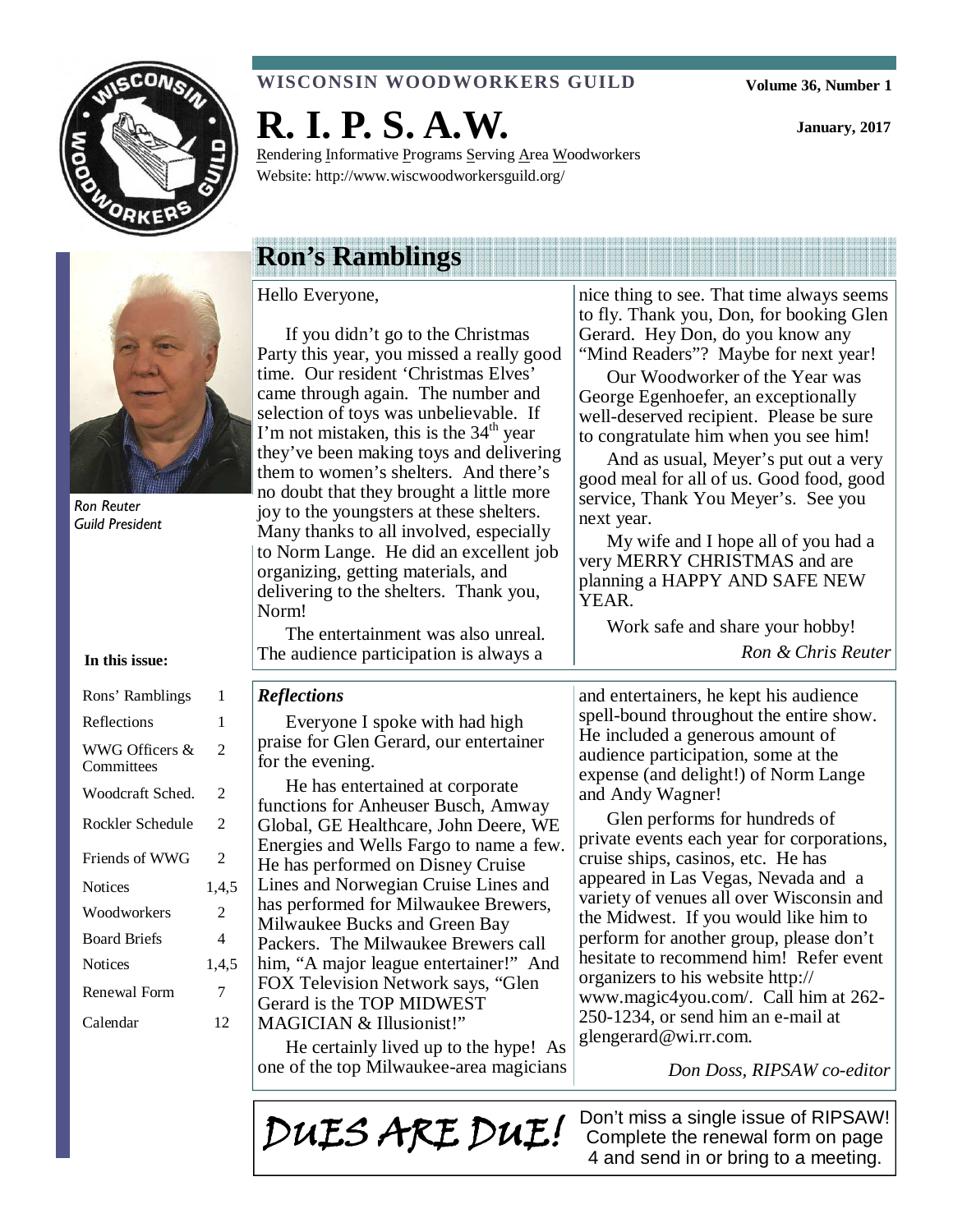**WISCONSIN WOODWORKERS GUILD**

Volume 36, Number 1

# R. I. P. S. A.W.

January, 2017

Rendering Informative Programs Serving Area Woodworkers
Website: http://www.wiscwoodworkersguild.org/

*Ron Reuter*
*Guild President*

**In this issue:**

| | |
|---|---|
| Rons' Ramblings | 1 |
| Reflections | 1 |
| WWG Officers & Committees | 2 |
| Woodcraft Sched. | 2 |
| Rockler Schedule | 2 |
| Friends of WWG | 2 |
| Notices | 1,4,5 |
| Woodworkers | 2 |
| Board Briefs | 4 |
| Notices | 1,4,5 |
| Renewal Form | 7 |
| Calendar | 12 |

## Ron's Ramblings

Hello Everyone,

If you didn't go to the Christmas Party this year, you missed a really good time. Our resident 'Christmas Elves' came through again. The number and selection of toys was unbelievable. If I'm not mistaken, this is the 34th year they've been making toys and delivering them to women's shelters. And there's no doubt that they brought a little more joy to the youngsters at these shelters. Many thanks to all involved, especially to Norm Lange. He did an excellent job organizing, getting materials, and delivering to the shelters. Thank you, Norm!

The entertainment was also unreal. The audience participation is always a nice thing to see. That time always seems to fly. Thank you, Don, for booking Glen Gerard. Hey Don, do you know any "Mind Readers"? Maybe for next year!

Our Woodworker of the Year was George Egenhoefer, an exceptionally well-deserved recipient. Please be sure to congratulate him when you see him!

And as usual, Meyer's put out a very good meal for all of us. Good food, good service, Thank You Meyer's. See you next year.

My wife and I hope all of you had a very MERRY CHRISTMAS and are planning a HAPPY AND SAFE NEW YEAR.

Work safe and share your hobby!

*Ron & Chris Reuter*

### *Reflections*

Everyone I spoke with had high praise for Glen Gerard, our entertainer for the evening.

He has entertained at corporate functions for Anheuser Busch, Amway Global, GE Healthcare, John Deere, WE Energies and Wells Fargo to name a few. He has performed on Disney Cruise Lines and Norwegian Cruise Lines and has performed for Milwaukee Brewers, Milwaukee Bucks and Green Bay Packers. The Milwaukee Brewers call him, "A major league entertainer!" And FOX Television Network says, "Glen Gerard is the TOP MIDWEST MAGICIAN & Illusionist!"

He certainly lived up to the hype! As one of the top Milwaukee-area magicians and entertainers, he kept his audience spell-bound throughout the entire show. He included a generous amount of audience participation, some at the expense (and delight!) of Norm Lange and Andy Wagner!

Glen performs for hundreds of private events each year for corporations, cruise ships, casinos, etc. He has appeared in Las Vegas, Nevada and a variety of venues all over Wisconsin and the Midwest. If you would like him to perform for another group, please don't hesitate to recommend him! Refer event organizers to his website http://www.magic4you.com/. Call him at 262-250-1234, or send him an e-mail at glengerard@wi.rr.com.

*Don Doss, RIPSAW co-editor*

**DUES ARE DUE!** Don't miss a single issue of RIPSAW! Complete the renewal form on page 4 and send in or bring to a meeting.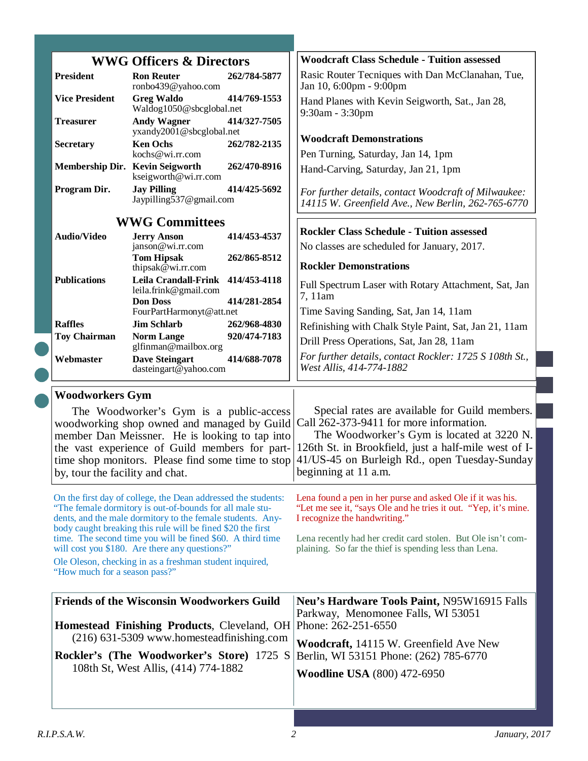## WWG Officers & Directors

| Position | Name / Email | Phone |
|---|---|---|
| **President** | **Ron Reuter** ronbo439@yahoo.com | **262/784-5877** |
| **Vice President** | **Greg Waldo** Waldog1050@sbcglobal.net | **414/769-1553** |
| **Treasurer** | **Andy Wagner** yxandy2001@sbcglobal.net | **414/327-7505** |
| **Secretary** | **Ken Ochs** kochs@wi.rr.com | **262/782-2135** |
| **Membership Dir.** | **Kevin Seigworth** kseigworth@wi.rr.com | **262/470-8916** |
| **Program Dir.** | **Jay Pilling** Jaypilling537@gmail.com | **414/425-5692** |

## WWG Committees

| Committee | Name / Email | Phone |
|---|---|---|
| **Audio/Video** | **Jerry Anson** janson@wi.rr.com | **414/453-4537** |
| | **Tom Hipsak** thipsak@wi.rr.com | **262/865-8512** |
| **Publications** | **Leila Crandall-Frink** leila.frink@gmail.com | **414/453-4118** |
| | **Don Doss** FourPartHarmonyt@att.net | **414/281-2854** |
| **Raffles** | **Jim Schlarb** | **262/968-4830** |
| **Toy Chairman** | **Norm Lange** glfinman@mailbox.org | **920/474-7183** |
| **Webmaster** | **Dave Steingart** dasteingart@yahoo.com | **414/688-7078** |

### Woodcraft Class Schedule - Tuition assessed

Rasic Router Tecniques with Dan McClanahan, Tue, Jan 10, 6:00pm - 9:00pm

Hand Planes with Kevin Seigworth, Sat., Jan 28, 9:30am - 3:30pm

### Woodcraft Demonstrations

Pen Turning, Saturday, Jan 14, 1pm

Hand-Carving, Saturday, Jan 21, 1pm

*For further details, contact Woodcraft of Milwaukee: 14115 W. Greenfield Ave., New Berlin, 262-765-6770*

### Rockler Class Schedule - Tuition assessed

No classes are scheduled for January, 2017.

### Rockler Demonstrations

Full Spectrum Laser with Rotary Attachment, Sat, Jan 7, 11am

Time Saving Sanding, Sat, Jan 14, 11am

Refinishing with Chalk Style Paint, Sat, Jan 21, 11am

Drill Press Operations, Sat, Jan 28, 11am

*For further details, contact Rockler: 1725 S 108th St., West Allis, 414-774-1882*

## Woodworkers Gym

The Woodworker's Gym is a public-access woodworking shop owned and managed by Guild member Dan Meissner. He is looking to tap into the vast experience of Guild members for part-time shop monitors. Please find some time to stop by, tour the facility and chat.

Special rates are available for Guild members. Call 262-373-9411 for more information.

The Woodworker's Gym is located at 3220 N. 126th St. in Brookfield, just a half-mile west of I-41/US-45 on Burleigh Rd., open Tuesday-Sunday beginning at 11 a.m.

On the first day of college, the Dean addressed the students: "The female dormitory is out-of-bounds for all male students, and the male dormitory to the female students. Anybody caught breaking this rule will be fined $20 the first time. The second time you will be fined $60. A third time will cost you $180. Are there any questions?"

Ole Oleson, checking in as a freshman student inquired, "How much for a season pass?"

Lena found a pen in her purse and asked Ole if it was his. "Let me see it, "says Ole and he tries it out. "Yep, it's mine. I recognize the handwriting."

Lena recently had her credit card stolen. But Ole isn't complaining. So far the thief is spending less than Lena.

## Friends of the Wisconsin Woodworkers Guild

**Homestead Finishing Products**, Cleveland, OH (216) 631-5309 www.homesteadfinishing.com

**Rockler's (The Woodworker's Store)** 1725 S 108th St, West Allis, (414) 774-1882

**Neu's Hardware Tools Paint,** N95W16915 Falls Parkway, Menomonee Falls, WI 53051 Phone: 262-251-6550

**Woodcraft,** 14115 W. Greenfield Ave New Berlin, WI 53151 Phone: (262) 785-6770

**Woodline USA** (800) 472-6950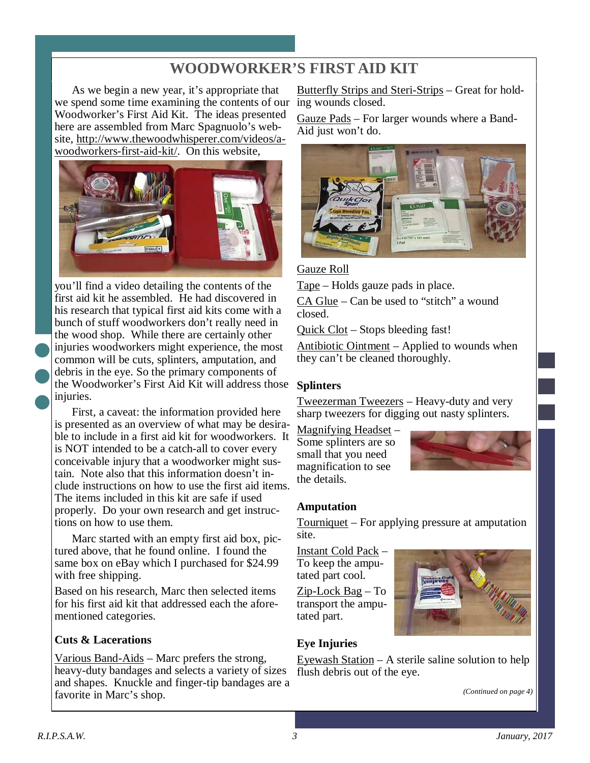# WOODWORKER'S FIRST AID KIT

As we begin a new year, it's appropriate that we spend some time examining the contents of our Woodworker's First Aid Kit. The ideas presented here are assembled from Marc Spagnuolo's website, http://www.thewoodwhisperer.com/videos/a-woodworkers-first-aid-kit/. On this website, you'll find a video detailing the contents of the first aid kit he assembled. He had discovered in his research that typical first aid kits come with a bunch of stuff woodworkers don't really need in the wood shop. While there are certainly other injuries woodworkers might experience, the most common will be cuts, splinters, amputation, and debris in the eye. So the primary components of the Woodworker's First Aid Kit will address those injuries.

First, a caveat: the information provided here is presented as an overview of what may be desirable to include in a first aid kit for woodworkers. It is NOT intended to be a catch-all to cover every conceivable injury that a woodworker might sustain. Note also that this information doesn't include instructions on how to use the first aid items. The items included in this kit are safe if used properly. Do your own research and get instructions on how to use them.

Marc started with an empty first aid box, pictured above, that he found online. I found the same box on eBay which I purchased for $24.99 with free shipping.

Based on his research, Marc then selected items for his first aid kit that addressed each the aforementioned categories.

### Cuts & Lacerations

Various Band-Aids – Marc prefers the strong, heavy-duty bandages and selects a variety of sizes and shapes. Knuckle and finger-tip bandages are a favorite in Marc's shop.

Butterfly Strips and Steri-Strips – Great for holding wounds closed.

Gauze Pads – For larger wounds where a Band-Aid just won't do.

Gauze Roll

Tape – Holds gauze pads in place.

CA Glue – Can be used to "stitch" a wound closed.

Quick Clot – Stops bleeding fast!

Antibiotic Ointment – Applied to wounds when they can't be cleaned thoroughly.

### Splinters

Tweezerman Tweezers – Heavy-duty and very sharp tweezers for digging out nasty splinters.

Magnifying Headset – Some splinters are so small that you need magnification to see the details.

### Amputation

Tourniquet – For applying pressure at amputation site.

Instant Cold Pack – To keep the amputated part cool.

Zip-Lock Bag – To transport the amputated part.

### Eye Injuries

Eyewash Station – A sterile saline solution to help flush debris out of the eye.

*(Continued on page 4)*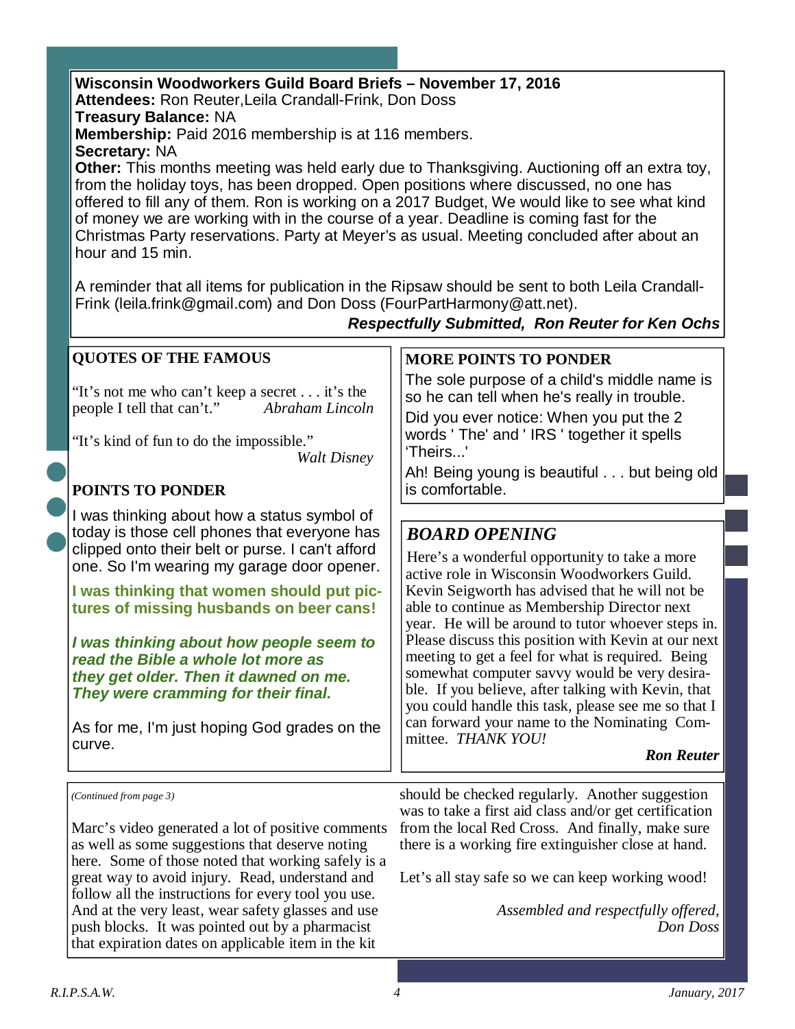## Wisconsin Woodworkers Guild Board Briefs – November 17, 2016

**Attendees:** Ron Reuter,Leila Crandall-Frink, Don Doss

**Treasury Balance:** NA

**Membership:** Paid 2016 membership is at 116 members.

**Secretary:** NA

**Other:** This months meeting was held early due to Thanksgiving. Auctioning off an extra toy, from the holiday toys, has been dropped. Open positions where discussed, no one has offered to fill any of them. Ron is working on a 2017 Budget, We would like to see what kind of money we are working with in the course of a year. Deadline is coming fast for the Christmas Party reservations. Party at Meyer's as usual. Meeting concluded after about an hour and 15 min.

A reminder that all items for publication in the Ripsaw should be sent to both Leila Crandall-Frink (leila.frink@gmail.com) and Don Doss (FourPartHarmony@att.net).

***Respectfully Submitted, Ron Reuter for Ken Ochs***

## QUOTES OF THE FAMOUS

"It's not me who can't keep a secret . . . it's the people I tell that can't." *Abraham Lincoln*

"It's kind of fun to do the impossible." *Walt Disney*

## POINTS TO PONDER

I was thinking about how a status symbol of today is those cell phones that everyone has clipped onto their belt or purse. I can't afford one. So I'm wearing my garage door opener.

**I was thinking that women should put pictures of missing husbands on beer cans!**

***I was thinking about how people seem to read the Bible a whole lot more as they get older. Then it dawned on me. They were cramming for their final.***

As for me, I'm just hoping God grades on the curve.

## MORE POINTS TO PONDER

The sole purpose of a child's middle name is so he can tell when he's really in trouble.

Did you ever notice: When you put the 2 words ' The' and ' IRS ' together it spells 'Theirs...'

Ah! Being young is beautiful . . . but being old is comfortable.

## *BOARD OPENING*

Here's a wonderful opportunity to take a more active role in Wisconsin Woodworkers Guild. Kevin Seigworth has advised that he will not be able to continue as Membership Director next year. He will be around to tutor whoever steps in. Please discuss this position with Kevin at our next meeting to get a feel for what is required. Being somewhat computer savvy would be very desirable. If you believe, after talking with Kevin, that you could handle this task, please see me so that I can forward your name to the Nominating Committee. *THANK YOU!*

***Ron Reuter***

*(Continued from page 3)*

Marc's video generated a lot of positive comments as well as some suggestions that deserve noting here. Some of those noted that working safely is a great way to avoid injury. Read, understand and follow all the instructions for every tool you use. And at the very least, wear safety glasses and use push blocks. It was pointed out by a pharmacist that expiration dates on applicable item in the kit should be checked regularly. Another suggestion was to take a first aid class and/or get certification from the local Red Cross. And finally, make sure there is a working fire extinguisher close at hand.

Let's all stay safe so we can keep working wood!

*Assembled and respectfully offered,*
*Don Doss*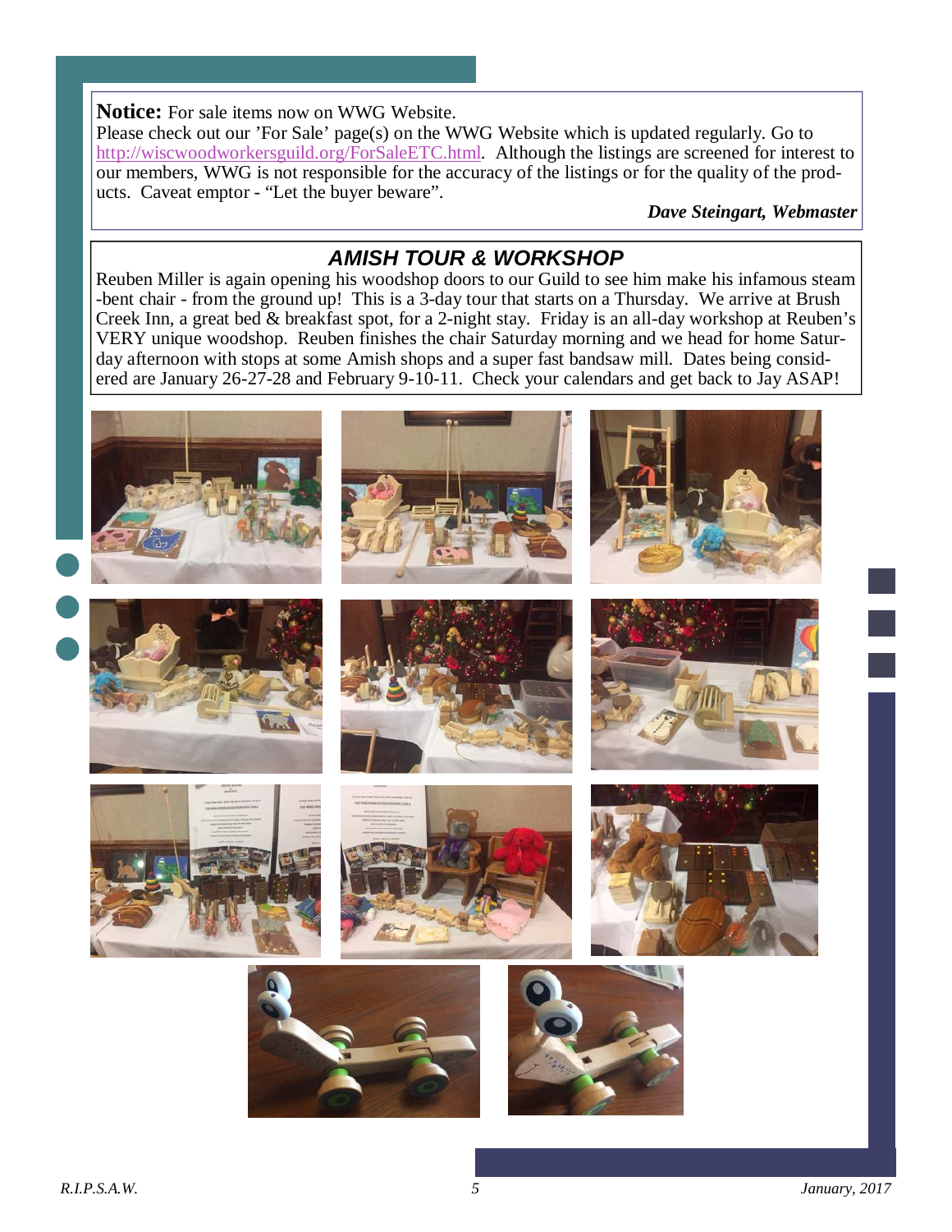**Notice:** For sale items now on WWG Website.
Please check out our 'For Sale' page(s) on the WWG Website which is updated regularly. Go to http://wiscwoodworkersguild.org/ForSaleETC.html. Although the listings are screened for interest to our members, WWG is not responsible for the accuracy of the listings or for the quality of the products. Caveat emptor - "Let the buyer beware".

***Dave Steingart, Webmaster***

## *AMISH TOUR & WORKSHOP*

Reuben Miller is again opening his woodshop doors to our Guild to see him make his infamous steam-bent chair - from the ground up! This is a 3-day tour that starts on a Thursday. We arrive at Brush Creek Inn, a great bed & breakfast spot, for a 2-night stay. Friday is an all-day workshop at Reuben's VERY unique woodshop. Reuben finishes the chair Saturday morning and we head for home Saturday afternoon with stops at some Amish shops and a super fast bandsaw mill. Dates being considered are January 26-27-28 and February 9-10-11. Check your calendars and get back to Jay ASAP!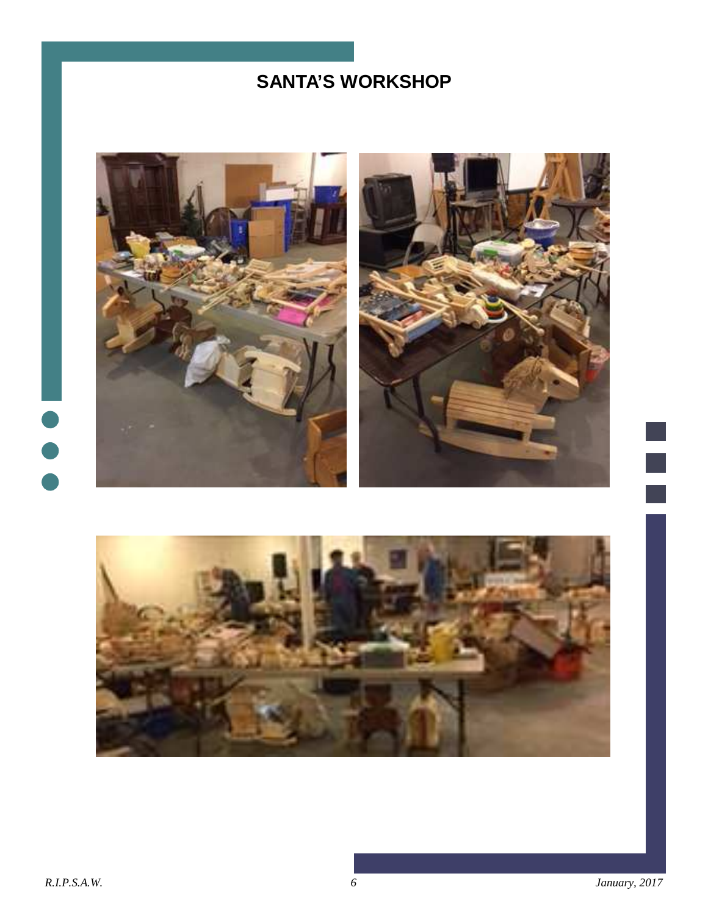# SANTA'S WORKSHOP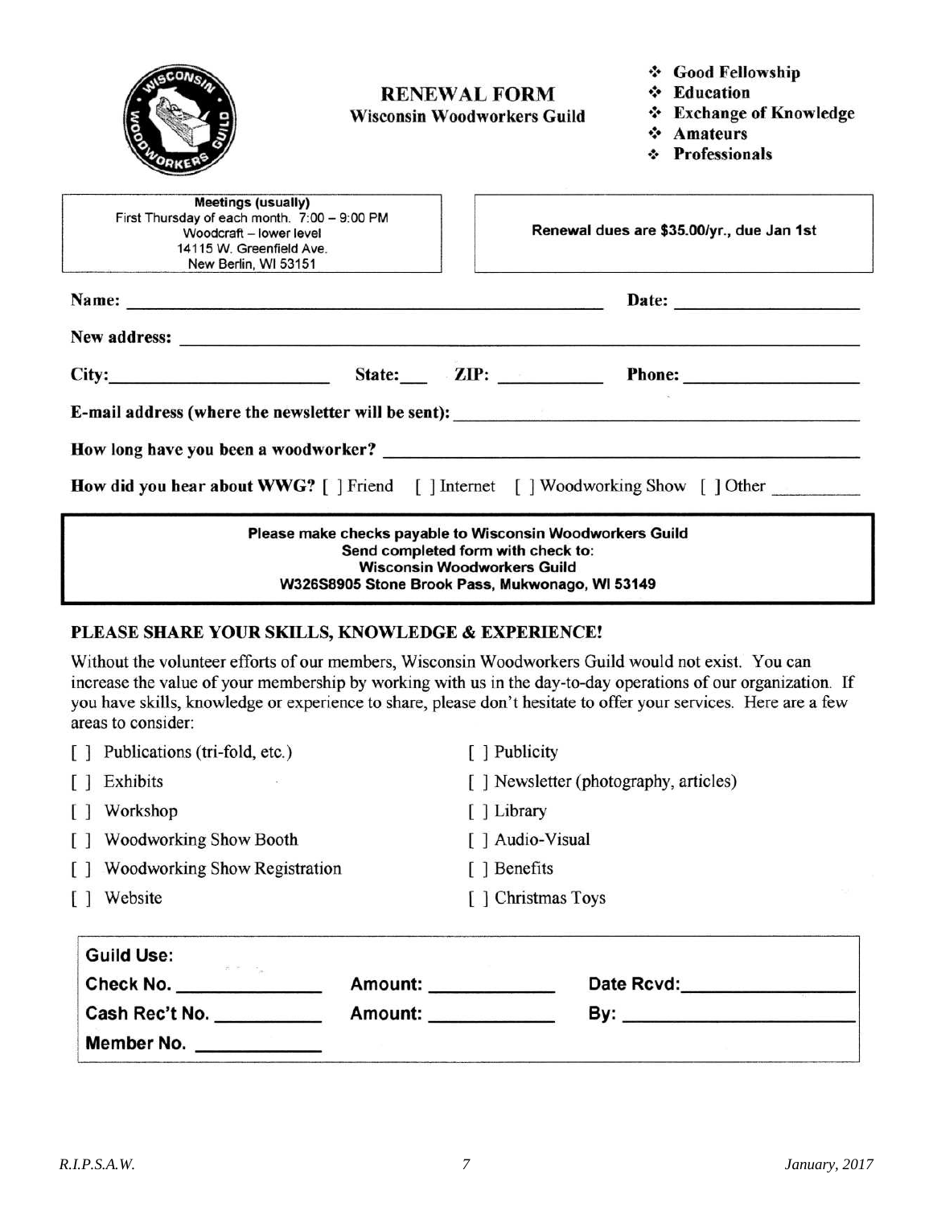# RENEWAL FORM

**Wisconsin Woodworkers Guild**

- **Good Fellowship**
- **Education**
- **Exchange of Knowledge**
- **Amateurs**
- **Professionals**

**Meetings (usually)**
First Thursday of each month. 7:00 – 9:00 PM
Woodcraft – lower level
14115 W. Greenfield Ave.
New Berlin, WI 53151

**Renewal dues are $35.00/yr., due Jan 1st**

**Name:** ______________________________ **Date:** ____________

**New address:** ______________________________________________

**City:** ______________ **State:** ___ **ZIP:** ________ **Phone:** ____________

**E-mail address (where the newsletter will be sent):** ______________________

**How long have you been a woodworker?** ______________________________

**How did you hear about WWG?** [ ] Friend [ ] Internet [ ] Woodworking Show [ ] Other ________

**Please make checks payable to Wisconsin Woodworkers Guild**
**Send completed form with check to:**
**Wisconsin Woodworkers Guild**
**W326S8905 Stone Brook Pass, Mukwonago, WI 53149**

## PLEASE SHARE YOUR SKILLS, KNOWLEDGE & EXPERIENCE!

Without the volunteer efforts of our members, Wisconsin Woodworkers Guild would not exist. You can increase the value of your membership by working with us in the day-to-day operations of our organization. If you have skills, knowledge or experience to share, please don't hesitate to offer your services. Here are a few areas to consider:

- [ ] Publications (tri-fold, etc.)
- [ ] Exhibits
- [ ] Workshop
- [ ] Woodworking Show Booth
- [ ] Woodworking Show Registration
- [ ] Website
- [ ] Publicity
- [ ] Newsletter (photography, articles)
- [ ] Library
- [ ] Audio-Visual
- [ ] Benefits
- [ ] Christmas Toys

**Guild Use:**

**Check No.** __________ **Amount:** __________ **Date Rcvd:** __________

**Cash Rec't No.** __________ **Amount:** __________ **By:** __________

**Member No.** __________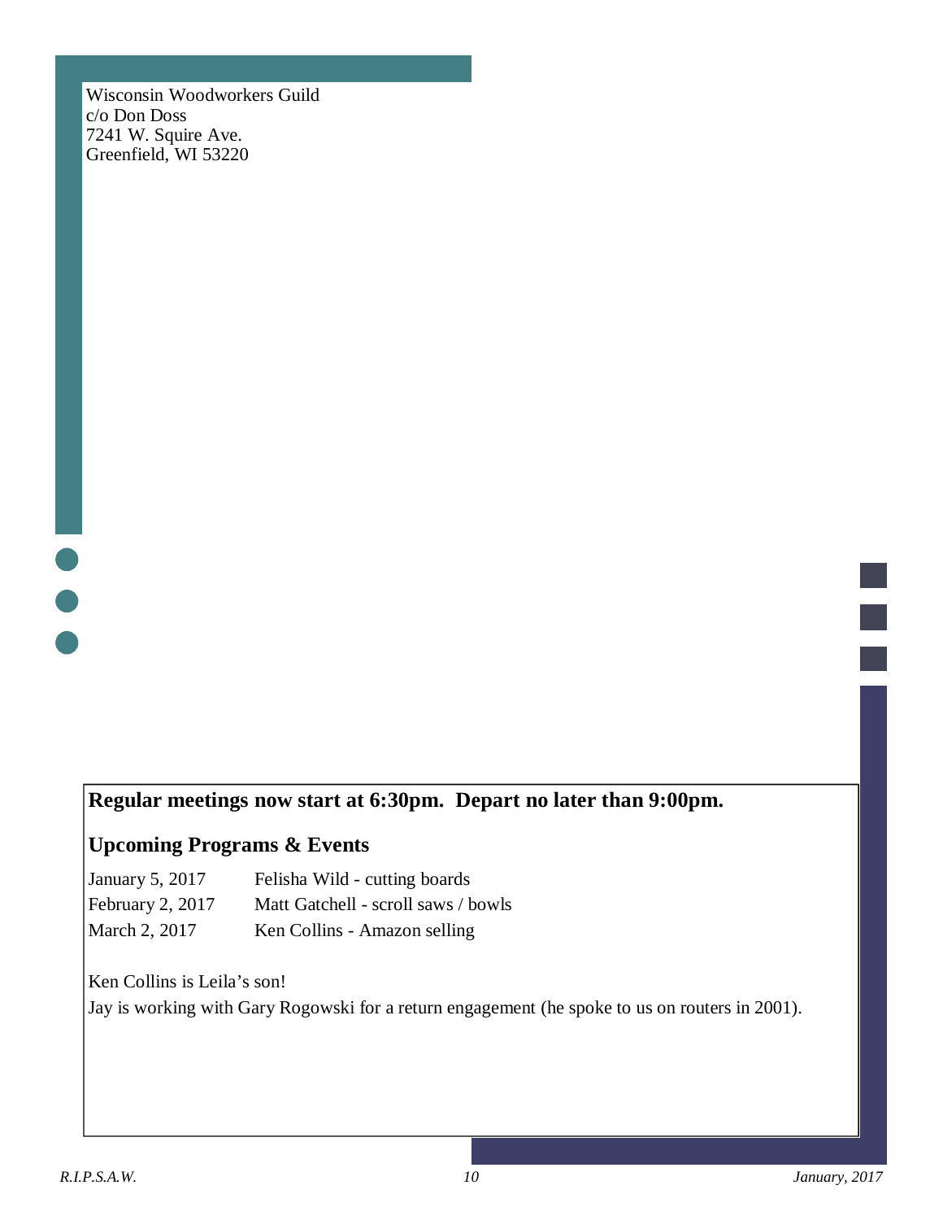Wisconsin Woodworkers Guild
c/o Don Doss
7241 W. Squire Ave.
Greenfield, WI 53220

**Regular meetings now start at 6:30pm. Depart no later than 9:00pm.**

## Upcoming Programs & Events

| | |
|---|---|
| January 5, 2017 | Felisha Wild - cutting boards |
| February 2, 2017 | Matt Gatchell - scroll saws / bowls |
| March 2, 2017 | Ken Collins - Amazon selling |

Ken Collins is Leila's son!

Jay is working with Gary Rogowski for a return engagement (he spoke to us on routers in 2001).